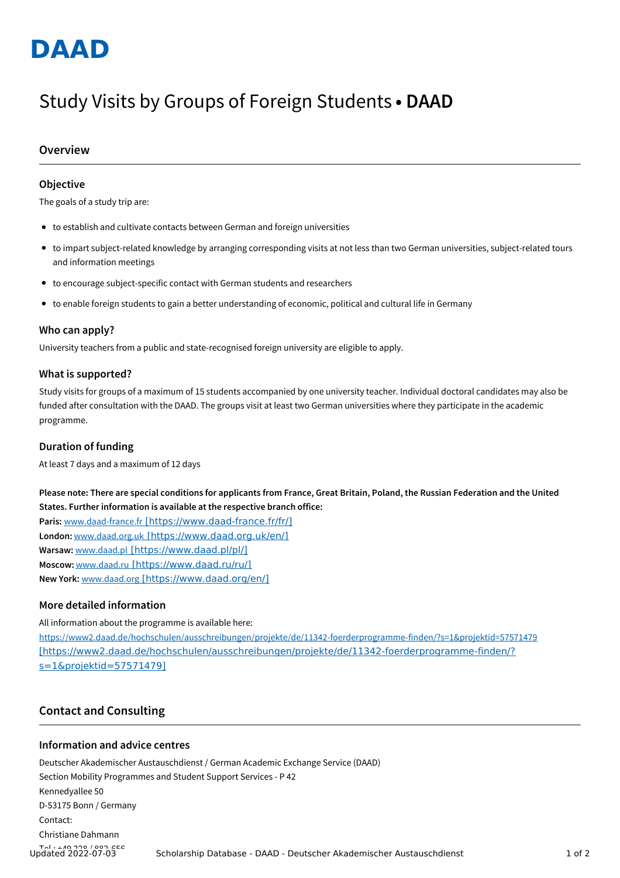# DAAD

# Study Visits by Groups of Foreign Students • **DAAD**

## Overview

### Objective

The goals of a study trip are:

- to establish and cultivate contacts between German and foreign universities
- to impart subject-related knowledge by arranging corresponding visits at not less than two German universities, subject-related tours and information meetings
- to encourage subject-specific contact with German students and researchers
- to enable foreign students to gain a better understanding of economic, political and cultural life in Germany

### Who can apply?

University teachers from a public and state-recognised foreign university are eligible to apply.

### What is supported?

Study visits for groups of a maximum of 15 students accompanied by one university teacher. Individual doctoral candidates may also be funded after consultation with the DAAD. The groups visit at least two German universities where they participate in the academic programme.

### Duration of funding

At least 7 days and a maximum of 12 days

**Please note: There are special conditions for applicants from France, Great Britain, Poland, the Russian Federation and the United States. Further information is available at the respective branch office:**
**Paris:** www.daad-france.fr [https://www.daad-france.fr/fr/]
**London:** www.daad.org.uk [https://www.daad.org.uk/en/]
**Warsaw:** www.daad.pl [https://www.daad.pl/pl/]
**Moscow:** www.daad.ru [https://www.daad.ru/ru/]
**New York:** www.daad.org [https://www.daad.org/en/]

### More detailed information

All information about the programme is available here:
https://www2.daad.de/hochschulen/ausschreibungen/projekte/de/11342-foerderprogramme-finden/?s=1&projektid=57571479 [https://www2.daad.de/hochschulen/ausschreibungen/projekte/de/11342-foerderprogramme-finden/?s=1&projektid=57571479]

## Contact and Consulting

### Information and advice centres

Deutscher Akademischer Austauschdienst / German Academic Exchange Service (DAAD)
Section Mobility Programmes and Student Support Services - P 42
Kennedyallee 50
D-53175 Bonn / Germany
Contact:
Christiane Dahmann
Tel.: +49 228 / 882 656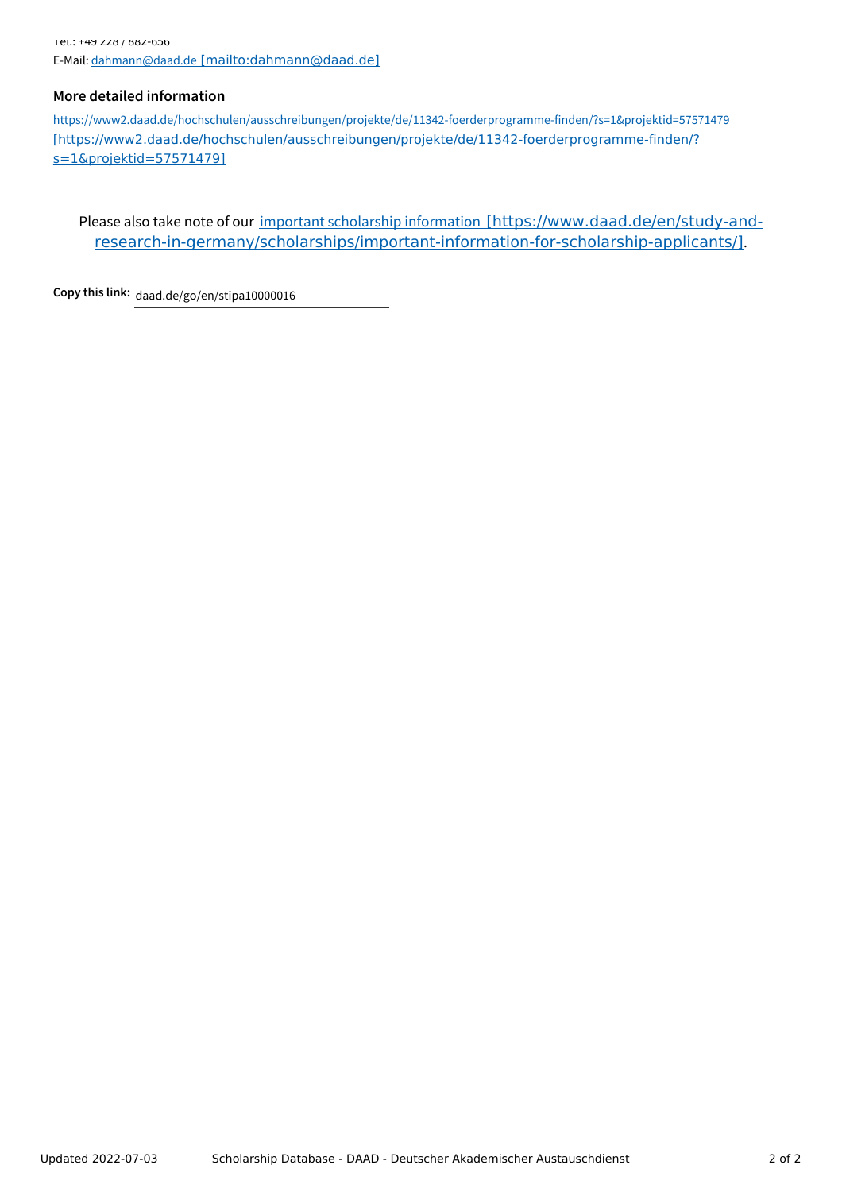Tel.: +49 228 / 882-656
E-Mail: dahmann@daad.de [mailto:dahmann@daad.de]

### More detailed information

https://www2.daad.de/hochschulen/ausschreibungen/projekte/de/11342-foerderprogramme-finden/?s=1&projektid=57571479 [https://www2.daad.de/hochschulen/ausschreibungen/projekte/de/11342-foerderprogramme-finden/?s=1&projektid=57571479]

Please also take note of our important scholarship information [https://www.daad.de/en/study-and-research-in-germany/scholarships/important-information-for-scholarship-applicants/].

**Copy this link:** daad.de/go/en/stipa10000016

Updated 2022-07-03